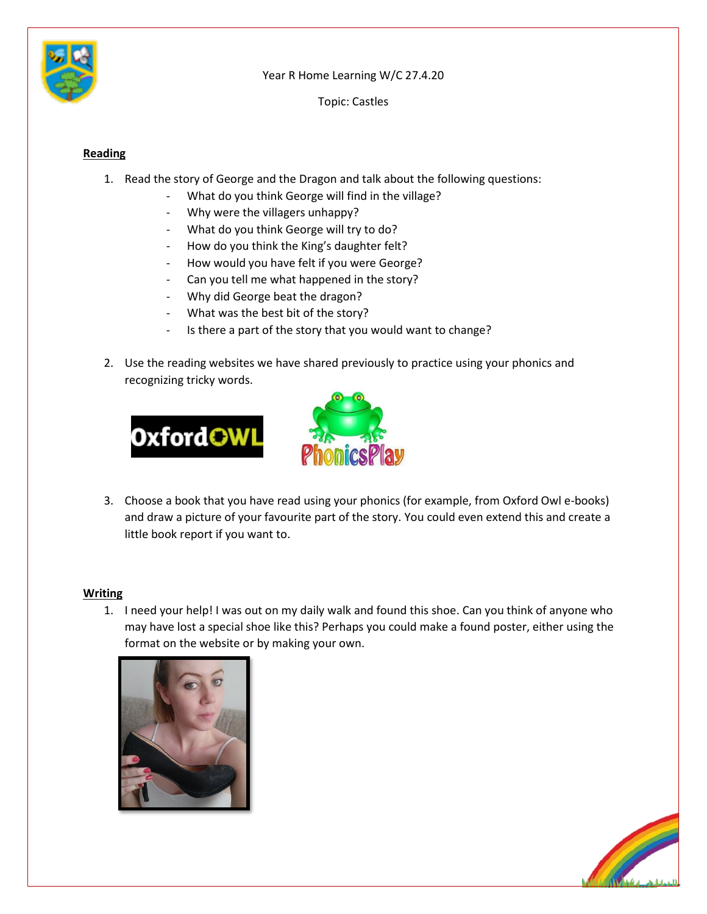Year R Home Learning W/C 27.4.20

Topic: Castles

## Reading

1. Read the story of George and the Dragon and talk about the following questions:
   - What do you think George will find in the village?
   - Why were the villagers unhappy?
   - What do you think George will try to do?
   - How do you think the King's daughter felt?
   - How would you have felt if you were George?
   - Can you tell me what happened in the story?
   - Why did George beat the dragon?
   - What was the best bit of the story?
   - Is there a part of the story that you would want to change?

2. Use the reading websites we have shared previously to practice using your phonics and recognizing tricky words.

   OxfordOWL    PhonicsPlay

3. Choose a book that you have read using your phonics (for example, from Oxford Owl e-books) and draw a picture of your favourite part of the story. You could even extend this and create a little book report if you want to.

## Writing

1. I need your help! I was out on my daily walk and found this shoe. Can you think of anyone who may have lost a special shoe like this? Perhaps you could make a found poster, either using the format on the website or by making your own.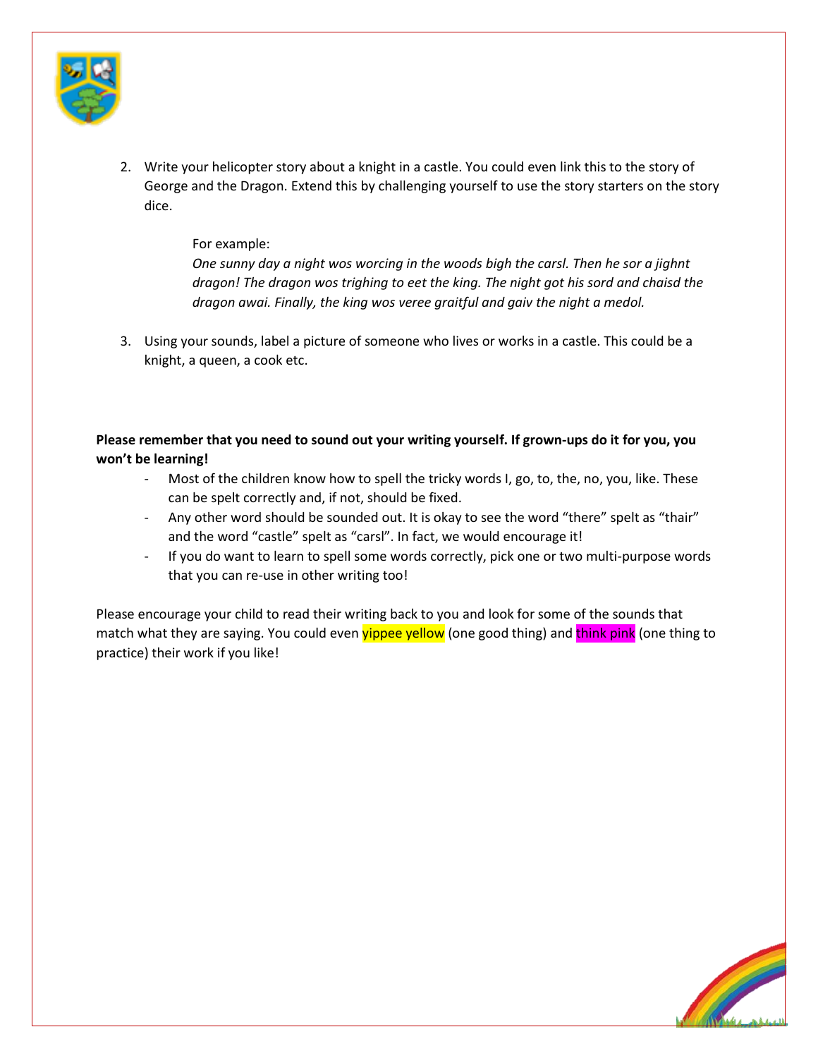2. Write your helicopter story about a knight in a castle. You could even link this to the story of George and the Dragon. Extend this by challenging yourself to use the story starters on the story dice.

   For example:
   *One sunny day a night wos worcing in the woods bigh the carsl. Then he sor a jighnt dragon! The dragon wos trighing to eet the king. The night got his sord and chaisd the dragon awai. Finally, the king wos veree graitful and gaiv the night a medol.*

3. Using your sounds, label a picture of someone who lives or works in a castle. This could be a knight, a queen, a cook etc.

**Please remember that you need to sound out your writing yourself. If grown-ups do it for you, you won't be learning!**

- Most of the children know how to spell the tricky words I, go, to, the, no, you, like. These can be spelt correctly and, if not, should be fixed.
- Any other word should be sounded out. It is okay to see the word "there" spelt as "thair" and the word "castle" spelt as "carsl". In fact, we would encourage it!
- If you do want to learn to spell some words correctly, pick one or two multi-purpose words that you can re-use in other writing too!

Please encourage your child to read their writing back to you and look for some of the sounds that match what they are saying. You could even yippee yellow (one good thing) and think pink (one thing to practice) their work if you like!